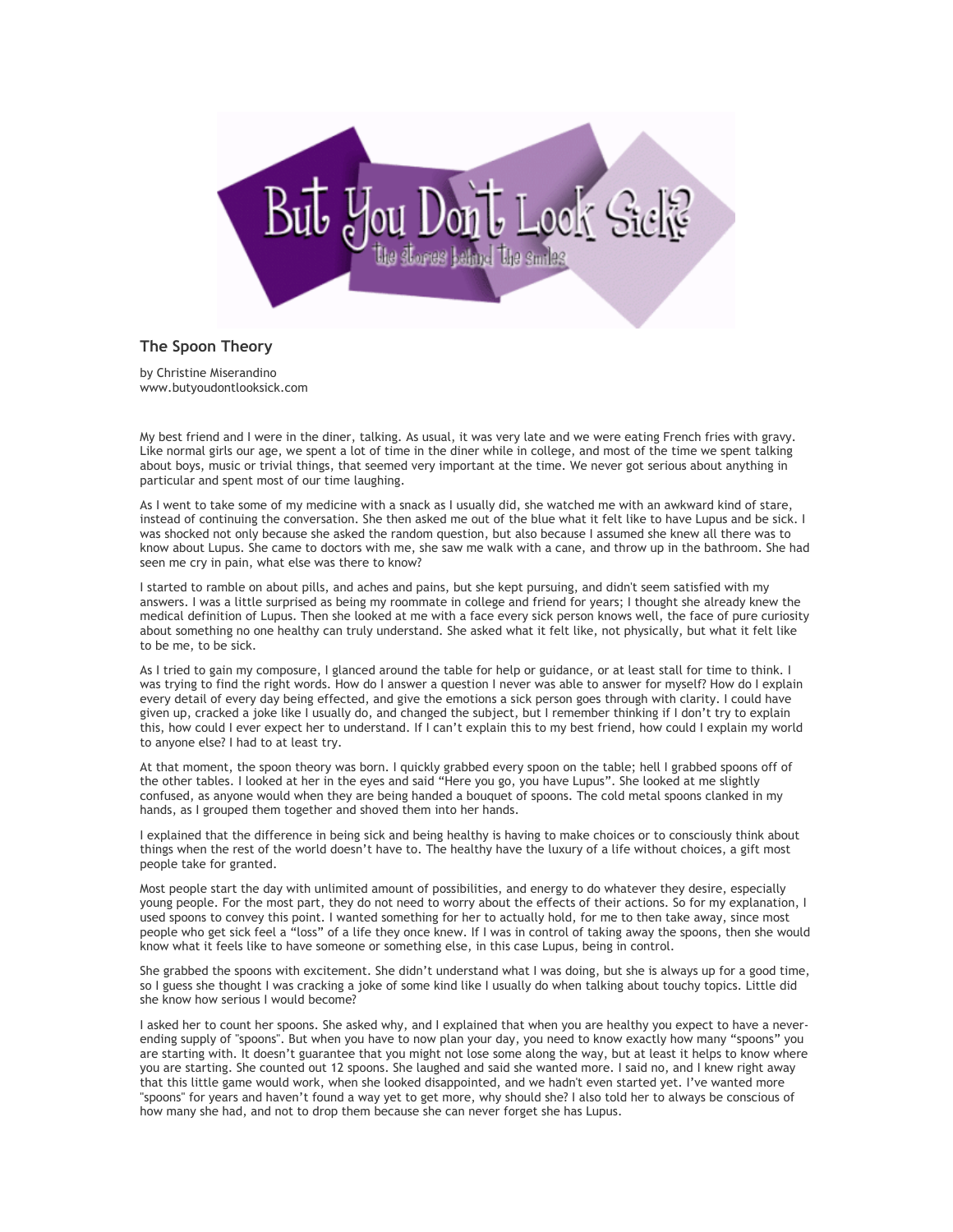# The Spoon Theory

by Christine Miserandino
www.butyoudontlooksick.com

My best friend and I were in the diner, talking. As usual, it was very late and we were eating French fries with gravy. Like normal girls our age, we spent a lot of time in the diner while in college, and most of the time we spent talking about boys, music or trivial things, that seemed very important at the time. We never got serious about anything in particular and spent most of our time laughing.

As I went to take some of my medicine with a snack as I usually did, she watched me with an awkward kind of stare, instead of continuing the conversation. She then asked me out of the blue what it felt like to have Lupus and be sick. I was shocked not only because she asked the random question, but also because I assumed she knew all there was to know about Lupus. She came to doctors with me, she saw me walk with a cane, and throw up in the bathroom. She had seen me cry in pain, what else was there to know?

I started to ramble on about pills, and aches and pains, but she kept pursuing, and didn't seem satisfied with my answers. I was a little surprised as being my roommate in college and friend for years; I thought she already knew the medical definition of Lupus. Then she looked at me with a face every sick person knows well, the face of pure curiosity about something no one healthy can truly understand. She asked what it felt like, not physically, but what it felt like to be me, to be sick.

As I tried to gain my composure, I glanced around the table for help or guidance, or at least stall for time to think. I was trying to find the right words. How do I answer a question I never was able to answer for myself? How do I explain every detail of every day being effected, and give the emotions a sick person goes through with clarity. I could have given up, cracked a joke like I usually do, and changed the subject, but I remember thinking if I don't try to explain this, how could I ever expect her to understand. If I can't explain this to my best friend, how could I explain my world to anyone else? I had to at least try.

At that moment, the spoon theory was born. I quickly grabbed every spoon on the table; hell I grabbed spoons off of the other tables. I looked at her in the eyes and said "Here you go, you have Lupus". She looked at me slightly confused, as anyone would when they are being handed a bouquet of spoons. The cold metal spoons clanked in my hands, as I grouped them together and shoved them into her hands.

I explained that the difference in being sick and being healthy is having to make choices or to consciously think about things when the rest of the world doesn't have to. The healthy have the luxury of a life without choices, a gift most people take for granted.

Most people start the day with unlimited amount of possibilities, and energy to do whatever they desire, especially young people. For the most part, they do not need to worry about the effects of their actions. So for my explanation, I used spoons to convey this point. I wanted something for her to actually hold, for me to then take away, since most people who get sick feel a "loss" of a life they once knew. If I was in control of taking away the spoons, then she would know what it feels like to have someone or something else, in this case Lupus, being in control.

She grabbed the spoons with excitement. She didn't understand what I was doing, but she is always up for a good time, so I guess she thought I was cracking a joke of some kind like I usually do when talking about touchy topics. Little did she know how serious I would become?

I asked her to count her spoons. She asked why, and I explained that when you are healthy you expect to have a never-ending supply of "spoons". But when you have to now plan your day, you need to know exactly how many "spoons" you are starting with. It doesn't guarantee that you might not lose some along the way, but at least it helps to know where you are starting. She counted out 12 spoons. She laughed and said she wanted more. I said no, and I knew right away that this little game would work, when she looked disappointed, and we hadn't even started yet. I've wanted more "spoons" for years and haven't found a way yet to get more, why should she? I also told her to always be conscious of how many she had, and not to drop them because she can never forget she has Lupus.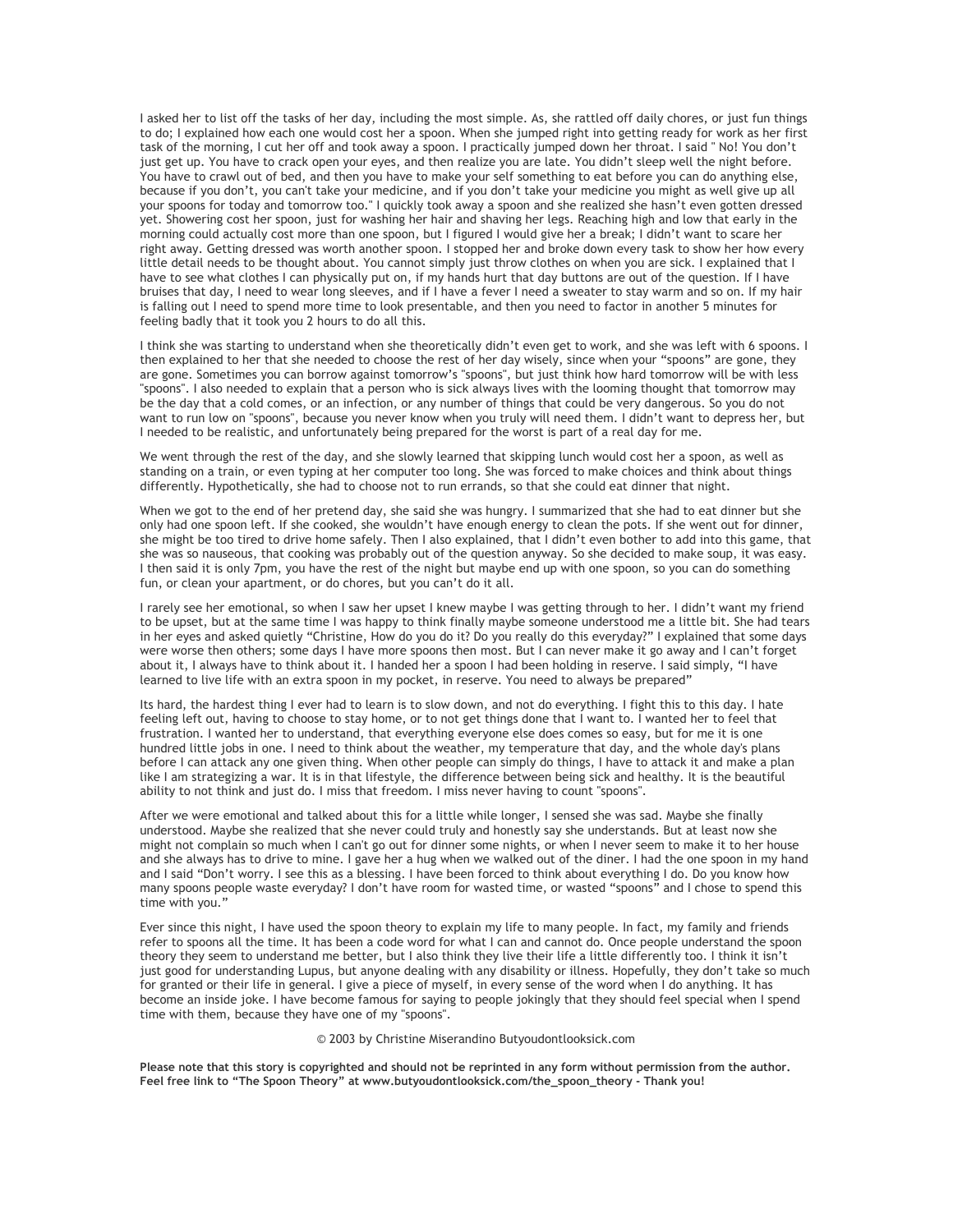I asked her to list off the tasks of her day, including the most simple. As, she rattled off daily chores, or just fun things to do; I explained how each one would cost her a spoon. When she jumped right into getting ready for work as her first task of the morning, I cut her off and took away a spoon. I practically jumped down her throat. I said " No! You don't just get up. You have to crack open your eyes, and then realize you are late. You didn't sleep well the night before. You have to crawl out of bed, and then you have to make your self something to eat before you can do anything else, because if you don't, you can't take your medicine, and if you don't take your medicine you might as well give up all your spoons for today and tomorrow too." I quickly took away a spoon and she realized she hasn't even gotten dressed yet. Showering cost her spoon, just for washing her hair and shaving her legs. Reaching high and low that early in the morning could actually cost more than one spoon, but I figured I would give her a break; I didn't want to scare her right away. Getting dressed was worth another spoon. I stopped her and broke down every task to show her how every little detail needs to be thought about. You cannot simply just throw clothes on when you are sick. I explained that I have to see what clothes I can physically put on, if my hands hurt that day buttons are out of the question. If I have bruises that day, I need to wear long sleeves, and if I have a fever I need a sweater to stay warm and so on. If my hair is falling out I need to spend more time to look presentable, and then you need to factor in another 5 minutes for feeling badly that it took you 2 hours to do all this.

I think she was starting to understand when she theoretically didn't even get to work, and she was left with 6 spoons. I then explained to her that she needed to choose the rest of her day wisely, since when your "spoons" are gone, they are gone. Sometimes you can borrow against tomorrow's "spoons", but just think how hard tomorrow will be with less "spoons". I also needed to explain that a person who is sick always lives with the looming thought that tomorrow may be the day that a cold comes, or an infection, or any number of things that could be very dangerous. So you do not want to run low on "spoons", because you never know when you truly will need them. I didn't want to depress her, but I needed to be realistic, and unfortunately being prepared for the worst is part of a real day for me.

We went through the rest of the day, and she slowly learned that skipping lunch would cost her a spoon, as well as standing on a train, or even typing at her computer too long. She was forced to make choices and think about things differently. Hypothetically, she had to choose not to run errands, so that she could eat dinner that night.

When we got to the end of her pretend day, she said she was hungry. I summarized that she had to eat dinner but she only had one spoon left. If she cooked, she wouldn't have enough energy to clean the pots. If she went out for dinner, she might be too tired to drive home safely. Then I also explained, that I didn't even bother to add into this game, that she was so nauseous, that cooking was probably out of the question anyway. So she decided to make soup, it was easy. I then said it is only 7pm, you have the rest of the night but maybe end up with one spoon, so you can do something fun, or clean your apartment, or do chores, but you can't do it all.

I rarely see her emotional, so when I saw her upset I knew maybe I was getting through to her. I didn't want my friend to be upset, but at the same time I was happy to think finally maybe someone understood me a little bit. She had tears in her eyes and asked quietly "Christine, How do you do it? Do you really do this everyday?" I explained that some days were worse then others; some days I have more spoons then most. But I can never make it go away and I can't forget about it, I always have to think about it. I handed her a spoon I had been holding in reserve. I said simply, "I have learned to live life with an extra spoon in my pocket, in reserve. You need to always be prepared"

Its hard, the hardest thing I ever had to learn is to slow down, and not do everything. I fight this to this day. I hate feeling left out, having to choose to stay home, or to not get things done that I want to. I wanted her to feel that frustration. I wanted her to understand, that everything everyone else does comes so easy, but for me it is one hundred little jobs in one. I need to think about the weather, my temperature that day, and the whole day's plans before I can attack any one given thing. When other people can simply do things, I have to attack it and make a plan like I am strategizing a war. It is in that lifestyle, the difference between being sick and healthy. It is the beautiful ability to not think and just do. I miss that freedom. I miss never having to count "spoons".

After we were emotional and talked about this for a little while longer, I sensed she was sad. Maybe she finally understood. Maybe she realized that she never could truly and honestly say she understands. But at least now she might not complain so much when I can't go out for dinner some nights, or when I never seem to make it to her house and she always has to drive to mine. I gave her a hug when we walked out of the diner. I had the one spoon in my hand and I said "Don't worry. I see this as a blessing. I have been forced to think about everything I do. Do you know how many spoons people waste everyday? I don't have room for wasted time, or wasted "spoons" and I chose to spend this time with you."

Ever since this night, I have used the spoon theory to explain my life to many people. In fact, my family and friends refer to spoons all the time. It has been a code word for what I can and cannot do. Once people understand the spoon theory they seem to understand me better, but I also think they live their life a little differently too. I think it isn't just good for understanding Lupus, but anyone dealing with any disability or illness. Hopefully, they don't take so much for granted or their life in general. I give a piece of myself, in every sense of the word when I do anything. It has become an inside joke. I have become famous for saying to people jokingly that they should feel special when I spend time with them, because they have one of my "spoons".

© 2003 by Christine Miserandino Butyoudontlooksick.com

**Please note that this story is copyrighted and should not be reprinted in any form without permission from the author. Feel free link to "The Spoon Theory" at www.butyoudontlooksick.com/the_spoon_theory - Thank you!**